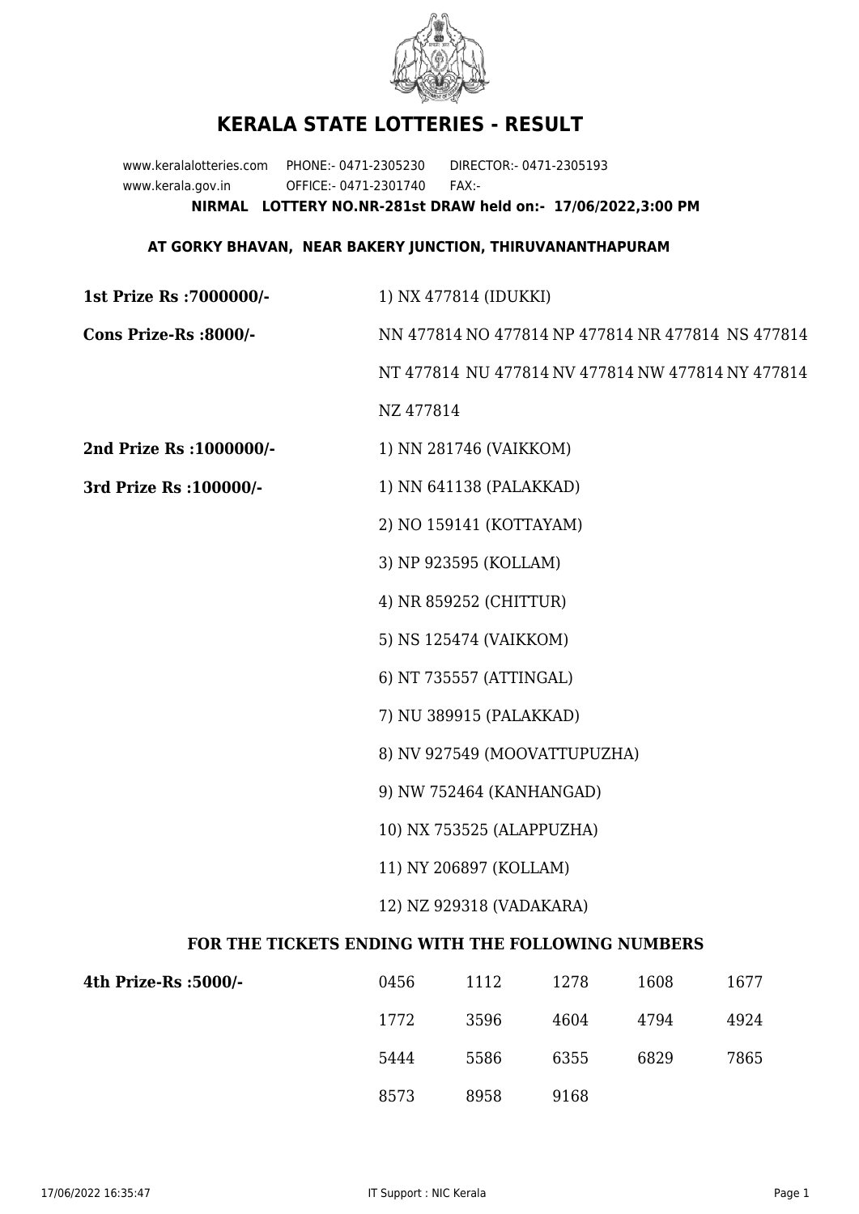# KERALA STATE LOTTERIES - RESULT

www.keralalotteries.com PHONE:- 0471-2305230 DIRECTOR:- 0471-2305193
www.kerala.gov.in OFFICE:- 0471-2301740 FAX:-

**NIRMAL LOTTERY NO.NR-281st DRAW held on:- 17/06/2022,3:00 PM**

**AT GORKY BHAVAN, NEAR BAKERY JUNCTION, THIRUVANANTHAPURAM**

**1st Prize Rs :7000000/-** 1) NX 477814 (IDUKKI)

**Cons Prize-Rs :8000/-** NN 477814 NO 477814 NP 477814 NR 477814 NS 477814 NT 477814 NU 477814 NV 477814 NW 477814 NY 477814 NZ 477814

**2nd Prize Rs :1000000/-** 1) NN 281746 (VAIKKOM)

**3rd Prize Rs :100000/-**

1) NN 641138 (PALAKKAD)
2) NO 159141 (KOTTAYAM)
3) NP 923595 (KOLLAM)
4) NR 859252 (CHITTUR)
5) NS 125474 (VAIKKOM)
6) NT 735557 (ATTINGAL)
7) NU 389915 (PALAKKAD)
8) NV 927549 (MOOVATTUPUZHA)
9) NW 752464 (KANHANGAD)
10) NX 753525 (ALAPPUZHA)
11) NY 206897 (KOLLAM)
12) NZ 929318 (VADAKARA)

**FOR THE TICKETS ENDING WITH THE FOLLOWING NUMBERS**

**4th Prize-Rs :5000/-**

| | | | | |
|---|---|---|---|---|
| 0456 | 1112 | 1278 | 1608 | 1677 |
| 1772 | 3596 | 4604 | 4794 | 4924 |
| 5444 | 5586 | 6355 | 6829 | 7865 |
| 8573 | 8958 | 9168 | | |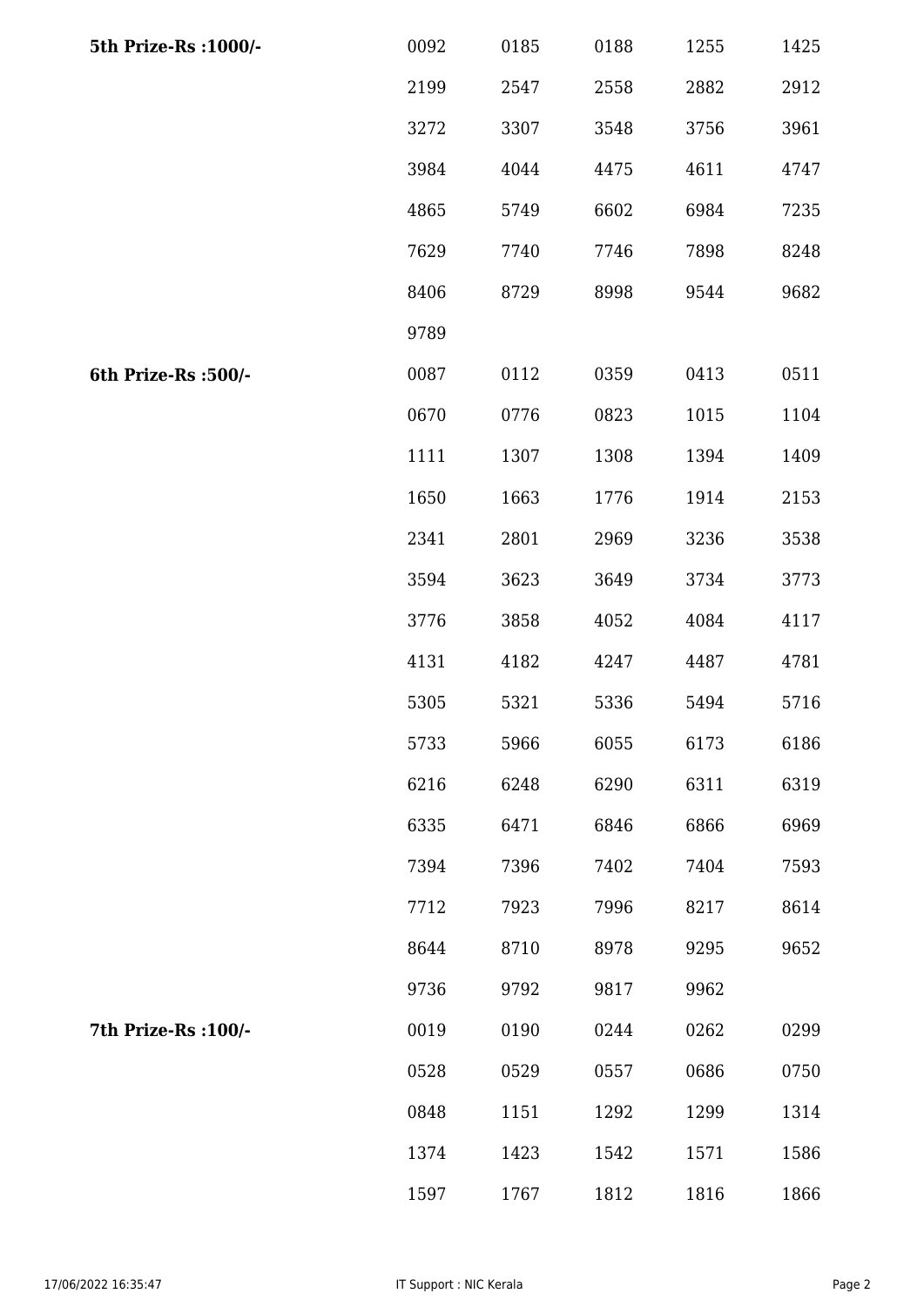| | | | | | |
|---|---|---|---|---|---|
| **5th Prize-Rs :1000/-** | 0092 | 0185 | 0188 | 1255 | 1425 |
| | 2199 | 2547 | 2558 | 2882 | 2912 |
| | 3272 | 3307 | 3548 | 3756 | 3961 |
| | 3984 | 4044 | 4475 | 4611 | 4747 |
| | 4865 | 5749 | 6602 | 6984 | 7235 |
| | 7629 | 7740 | 7746 | 7898 | 8248 |
| | 8406 | 8729 | 8998 | 9544 | 9682 |
| | 9789 | | | | |
| **6th Prize-Rs :500/-** | 0087 | 0112 | 0359 | 0413 | 0511 |
| | 0670 | 0776 | 0823 | 1015 | 1104 |
| | 1111 | 1307 | 1308 | 1394 | 1409 |
| | 1650 | 1663 | 1776 | 1914 | 2153 |
| | 2341 | 2801 | 2969 | 3236 | 3538 |
| | 3594 | 3623 | 3649 | 3734 | 3773 |
| | 3776 | 3858 | 4052 | 4084 | 4117 |
| | 4131 | 4182 | 4247 | 4487 | 4781 |
| | 5305 | 5321 | 5336 | 5494 | 5716 |
| | 5733 | 5966 | 6055 | 6173 | 6186 |
| | 6216 | 6248 | 6290 | 6311 | 6319 |
| | 6335 | 6471 | 6846 | 6866 | 6969 |
| | 7394 | 7396 | 7402 | 7404 | 7593 |
| | 7712 | 7923 | 7996 | 8217 | 8614 |
| | 8644 | 8710 | 8978 | 9295 | 9652 |
| | 9736 | 9792 | 9817 | 9962 | |
| **7th Prize-Rs :100/-** | 0019 | 0190 | 0244 | 0262 | 0299 |
| | 0528 | 0529 | 0557 | 0686 | 0750 |
| | 0848 | 1151 | 1292 | 1299 | 1314 |
| | 1374 | 1423 | 1542 | 1571 | 1586 |
| | 1597 | 1767 | 1812 | 1816 | 1866 |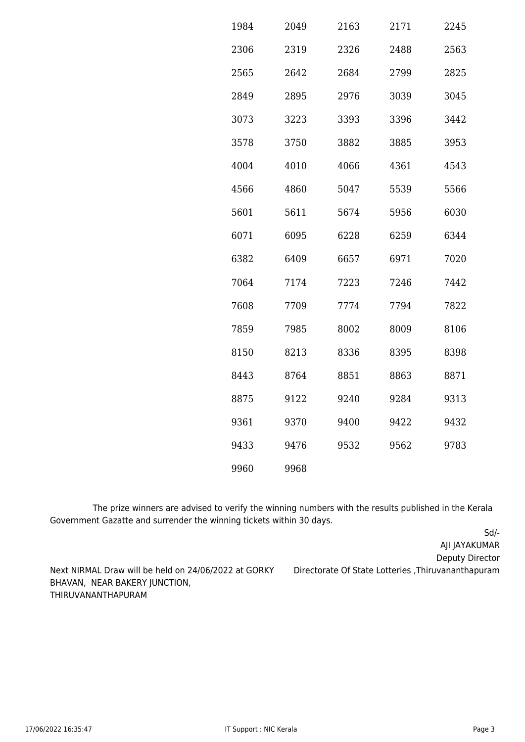| | | | | |
|---|---|---|---|---|
| 1984 | 2049 | 2163 | 2171 | 2245 |
| 2306 | 2319 | 2326 | 2488 | 2563 |
| 2565 | 2642 | 2684 | 2799 | 2825 |
| 2849 | 2895 | 2976 | 3039 | 3045 |
| 3073 | 3223 | 3393 | 3396 | 3442 |
| 3578 | 3750 | 3882 | 3885 | 3953 |
| 4004 | 4010 | 4066 | 4361 | 4543 |
| 4566 | 4860 | 5047 | 5539 | 5566 |
| 5601 | 5611 | 5674 | 5956 | 6030 |
| 6071 | 6095 | 6228 | 6259 | 6344 |
| 6382 | 6409 | 6657 | 6971 | 7020 |
| 7064 | 7174 | 7223 | 7246 | 7442 |
| 7608 | 7709 | 7774 | 7794 | 7822 |
| 7859 | 7985 | 8002 | 8009 | 8106 |
| 8150 | 8213 | 8336 | 8395 | 8398 |
| 8443 | 8764 | 8851 | 8863 | 8871 |
| 8875 | 9122 | 9240 | 9284 | 9313 |
| 9361 | 9370 | 9400 | 9422 | 9432 |
| 9433 | 9476 | 9532 | 9562 | 9783 |
| 9960 | 9968 | | | |

The prize winners are advised to verify the winning numbers with the results published in the Kerala Government Gazatte and surrender the winning tickets within 30 days.

Sd/-
AJI JAYAKUMAR
Deputy Director
Directorate Of State Lotteries ,Thiruvananthapuram

Next NIRMAL Draw will be held on 24/06/2022 at GORKY BHAVAN, NEAR BAKERY JUNCTION, THIRUVANANTHAPURAM

17/06/2022 16:35:47

IT Support : NIC Kerala